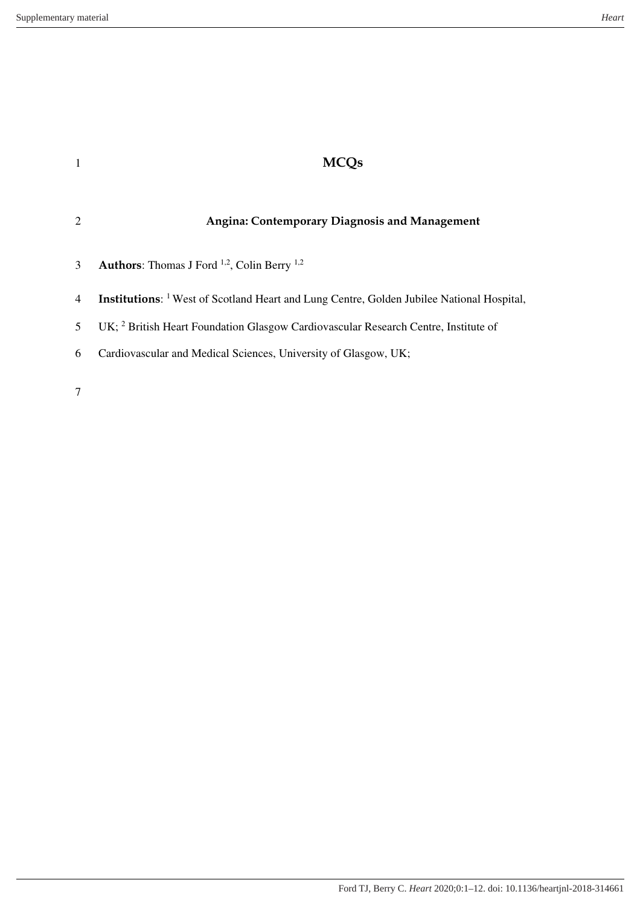# MCQs

## Angina: Contemporary Diagnosis and Management

**Authors**: Thomas J Ford [1,2], Colin Berry [1,2]

**Institutions**: [1] West of Scotland Heart and Lung Centre, Golden Jubilee National Hospital, UK; [2] British Heart Foundation Glasgow Cardiovascular Research Centre, Institute of Cardiovascular and Medical Sciences, University of Glasgow, UK;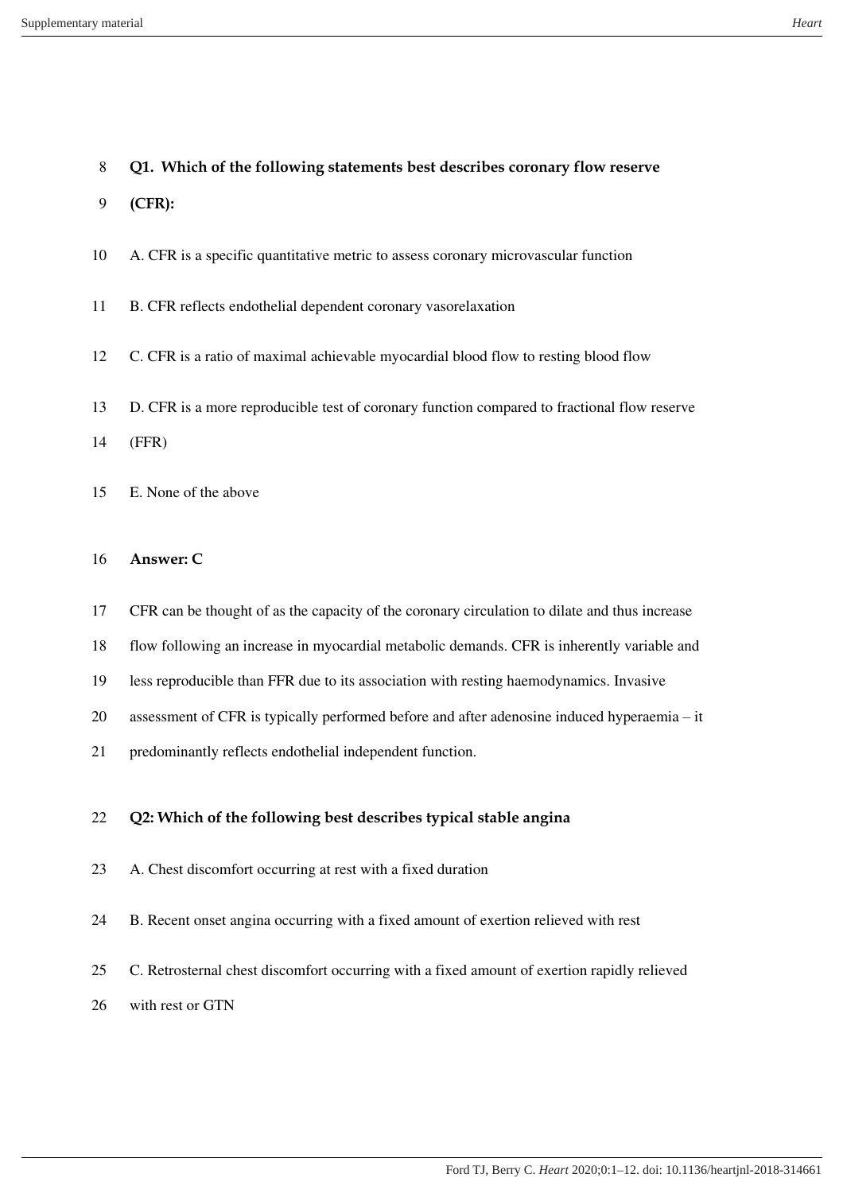**Q1. Which of the following statements best describes coronary flow reserve (CFR):**

A. CFR is a specific quantitative metric to assess coronary microvascular function

B. CFR reflects endothelial dependent coronary vasorelaxation

C. CFR is a ratio of maximal achievable myocardial blood flow to resting blood flow

D. CFR is a more reproducible test of coronary function compared to fractional flow reserve (FFR)

E. None of the above

**Answer: C**

CFR can be thought of as the capacity of the coronary circulation to dilate and thus increase flow following an increase in myocardial metabolic demands. CFR is inherently variable and less reproducible than FFR due to its association with resting haemodynamics. Invasive assessment of CFR is typically performed before and after adenosine induced hyperaemia – it predominantly reflects endothelial independent function.

**Q2: Which of the following best describes typical stable angina**

A. Chest discomfort occurring at rest with a fixed duration

B. Recent onset angina occurring with a fixed amount of exertion relieved with rest

C. Retrosternal chest discomfort occurring with a fixed amount of exertion rapidly relieved with rest or GTN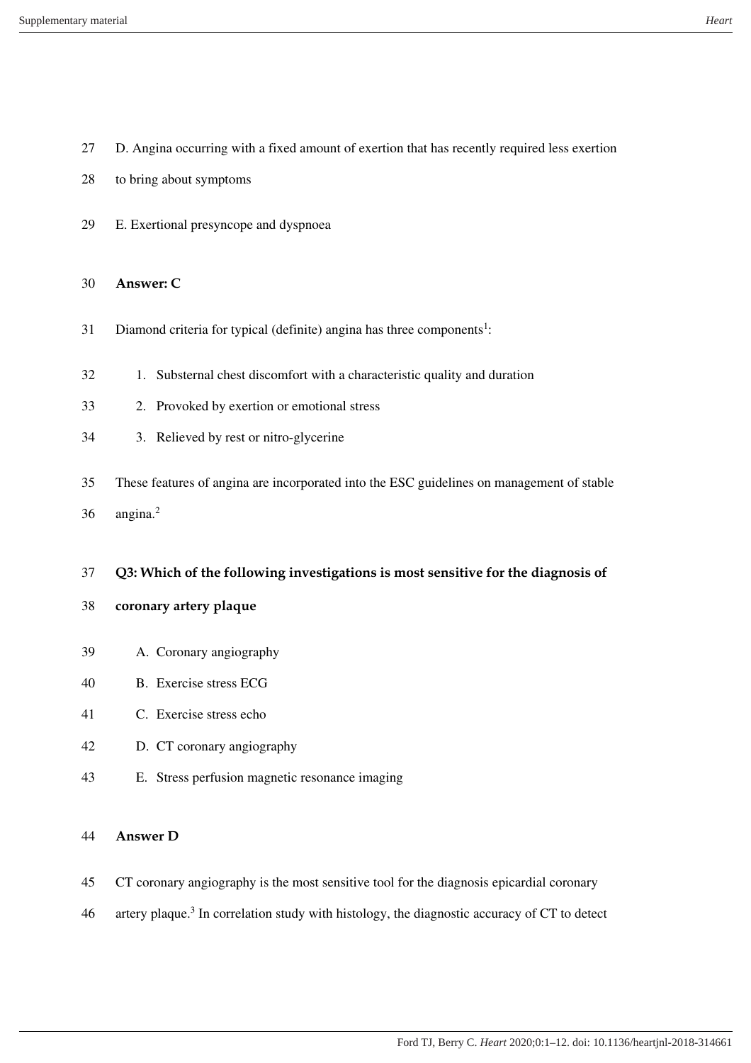D. Angina occurring with a fixed amount of exertion that has recently required less exertion to bring about symptoms

E. Exertional presyncope and dyspnoea

**Answer: C**

Diamond criteria for typical (definite) angina has three components[1]:

1. Substernal chest discomfort with a characteristic quality and duration
2. Provoked by exertion or emotional stress
3. Relieved by rest or nitro-glycerine

These features of angina are incorporated into the ESC guidelines on management of stable angina.[2]

**Q3: Which of the following investigations is most sensitive for the diagnosis of coronary artery plaque**

A. Coronary angiography
B. Exercise stress ECG
C. Exercise stress echo
D. CT coronary angiography
E. Stress perfusion magnetic resonance imaging

**Answer D**

CT coronary angiography is the most sensitive tool for the diagnosis epicardial coronary artery plaque.[3] In correlation study with histology, the diagnostic accuracy of CT to detect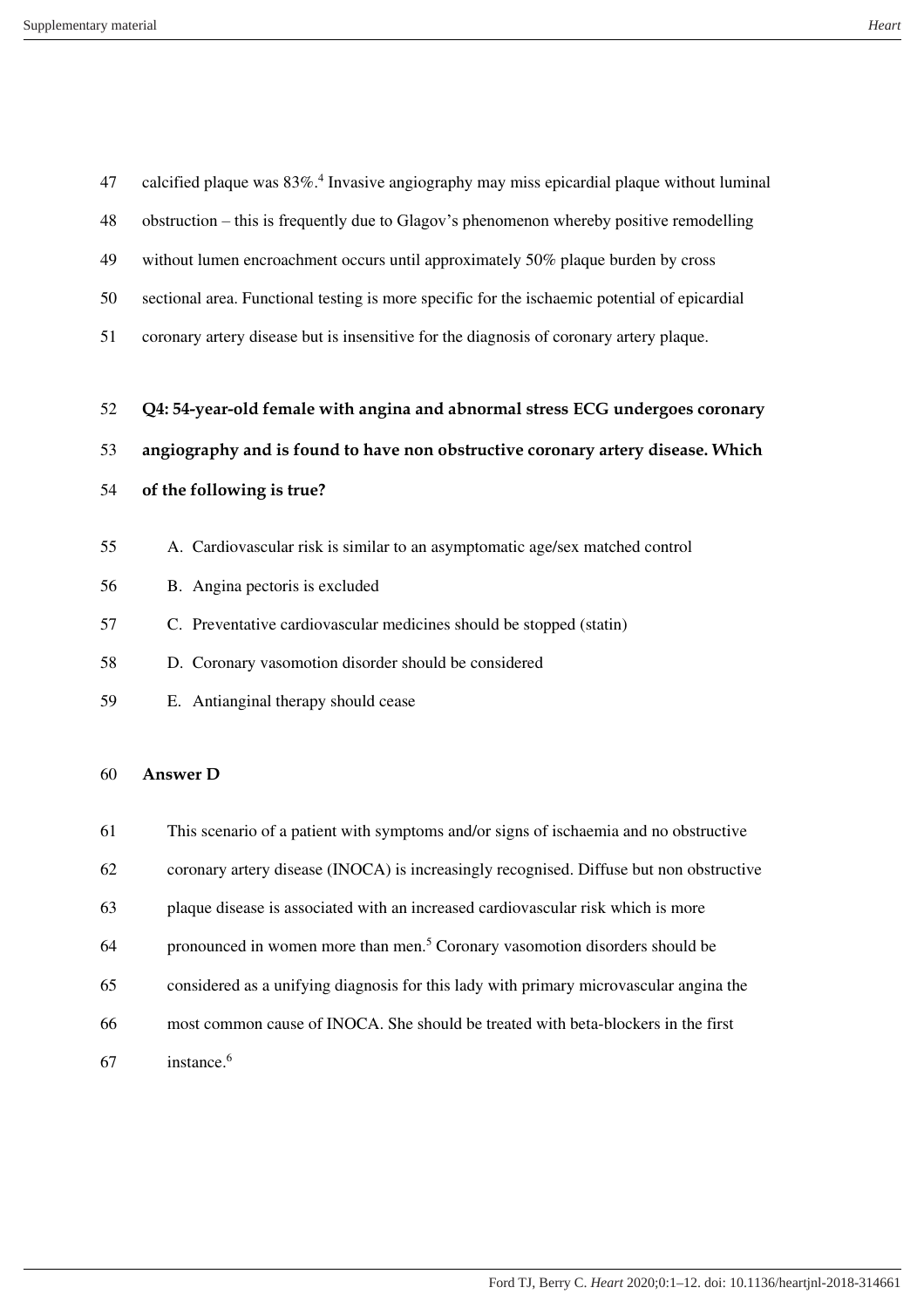calcified plaque was 83%.[4] Invasive angiography may miss epicardial plaque without luminal obstruction – this is frequently due to Glagov's phenomenon whereby positive remodelling without lumen encroachment occurs until approximately 50% plaque burden by cross sectional area. Functional testing is more specific for the ischaemic potential of epicardial coronary artery disease but is insensitive for the diagnosis of coronary artery plaque.

**Q4: 54-year-old female with angina and abnormal stress ECG undergoes coronary angiography and is found to have non obstructive coronary artery disease. Which of the following is true?**

A. Cardiovascular risk is similar to an asymptomatic age/sex matched control
B. Angina pectoris is excluded
C. Preventative cardiovascular medicines should be stopped (statin)
D. Coronary vasomotion disorder should be considered
E. Antianginal therapy should cease

**Answer D**

This scenario of a patient with symptoms and/or signs of ischaemia and no obstructive coronary artery disease (INOCA) is increasingly recognised. Diffuse but non obstructive plaque disease is associated with an increased cardiovascular risk which is more pronounced in women more than men.[5] Coronary vasomotion disorders should be considered as a unifying diagnosis for this lady with primary microvascular angina the most common cause of INOCA. She should be treated with beta-blockers in the first instance.[6]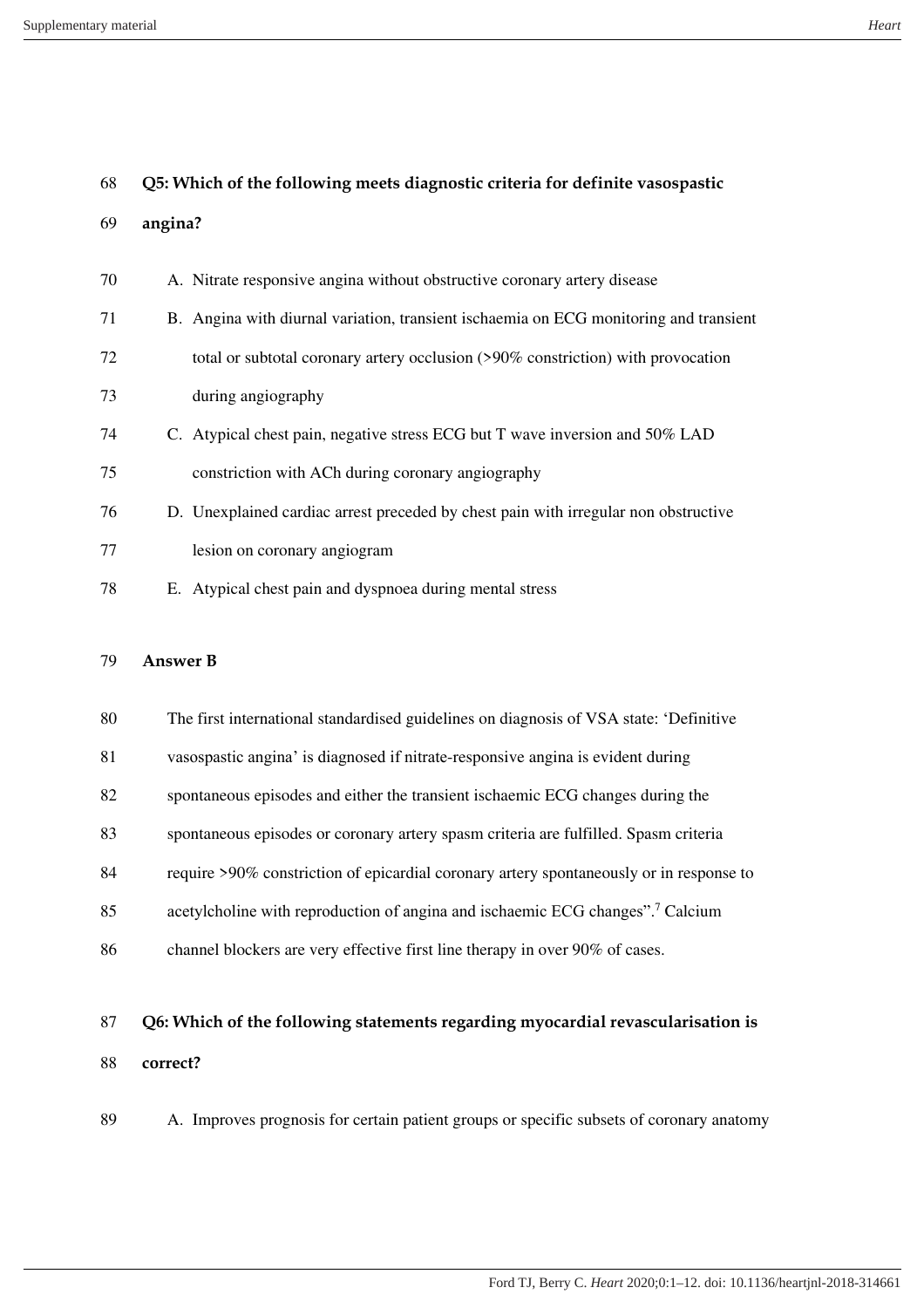**Q5: Which of the following meets diagnostic criteria for definite vasospastic angina?**

A. Nitrate responsive angina without obstructive coronary artery disease
B. Angina with diurnal variation, transient ischaemia on ECG monitoring and transient total or subtotal coronary artery occlusion (>90% constriction) with provocation during angiography
C. Atypical chest pain, negative stress ECG but T wave inversion and 50% LAD constriction with ACh during coronary angiography
D. Unexplained cardiac arrest preceded by chest pain with irregular non obstructive lesion on coronary angiogram
E. Atypical chest pain and dyspnoea during mental stress

**Answer B**

The first international standardised guidelines on diagnosis of VSA state: 'Definitive vasospastic angina' is diagnosed if nitrate-responsive angina is evident during spontaneous episodes and either the transient ischaemic ECG changes during the spontaneous episodes or coronary artery spasm criteria are fulfilled. Spasm criteria require >90% constriction of epicardial coronary artery spontaneously or in response to acetylcholine with reproduction of angina and ischaemic ECG changes".[7] Calcium channel blockers are very effective first line therapy in over 90% of cases.

**Q6: Which of the following statements regarding myocardial revascularisation is correct?**

A. Improves prognosis for certain patient groups or specific subsets of coronary anatomy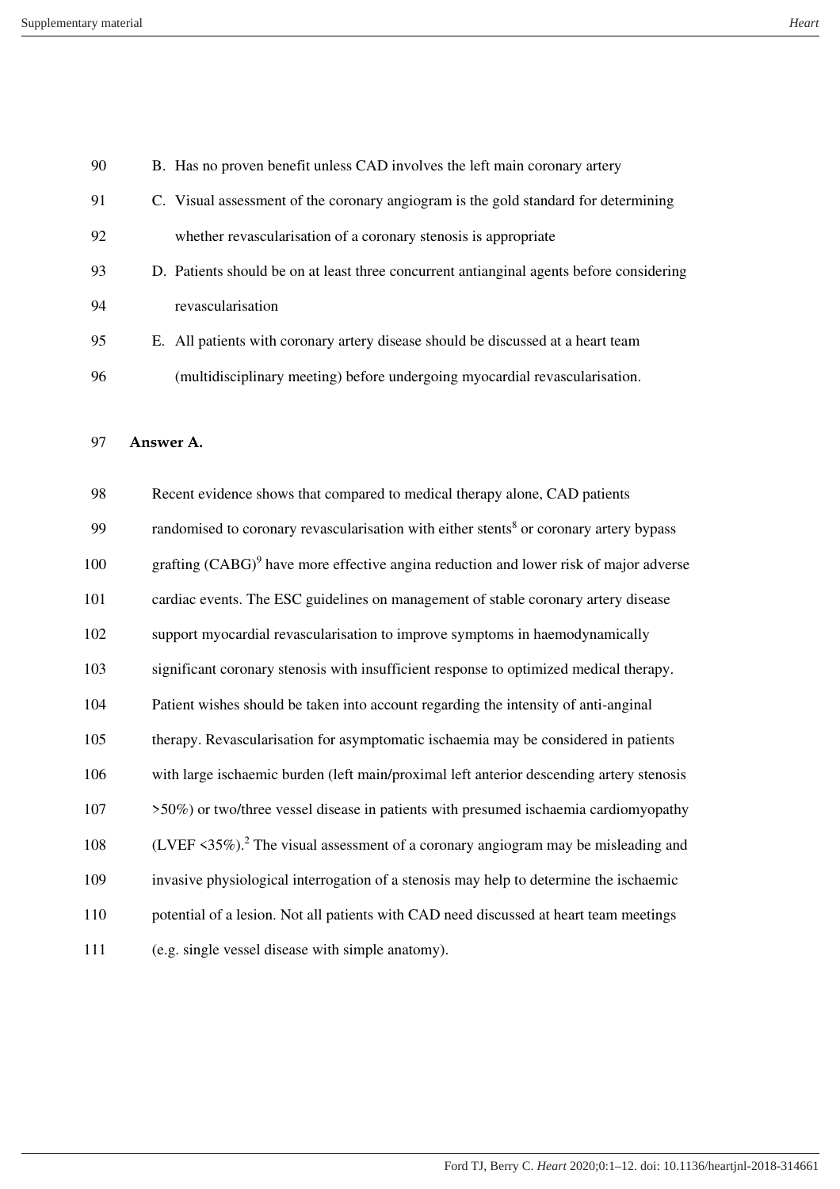B. Has no proven benefit unless CAD involves the left main coronary artery
C. Visual assessment of the coronary angiogram is the gold standard for determining whether revascularisation of a coronary stenosis is appropriate
D. Patients should be on at least three concurrent antianginal agents before considering revascularisation
E. All patients with coronary artery disease should be discussed at a heart team (multidisciplinary meeting) before undergoing myocardial revascularisation.

**Answer A.**

Recent evidence shows that compared to medical therapy alone, CAD patients randomised to coronary revascularisation with either stents[8] or coronary artery bypass grafting (CABG)[9] have more effective angina reduction and lower risk of major adverse cardiac events. The ESC guidelines on management of stable coronary artery disease support myocardial revascularisation to improve symptoms in haemodynamically significant coronary stenosis with insufficient response to optimized medical therapy. Patient wishes should be taken into account regarding the intensity of anti-anginal therapy. Revascularisation for asymptomatic ischaemia may be considered in patients with large ischaemic burden (left main/proximal left anterior descending artery stenosis >50%) or two/three vessel disease in patients with presumed ischaemia cardiomyopathy (LVEF <35%).[2] The visual assessment of a coronary angiogram may be misleading and invasive physiological interrogation of a stenosis may help to determine the ischaemic potential of a lesion. Not all patients with CAD need discussed at heart team meetings (e.g. single vessel disease with simple anatomy).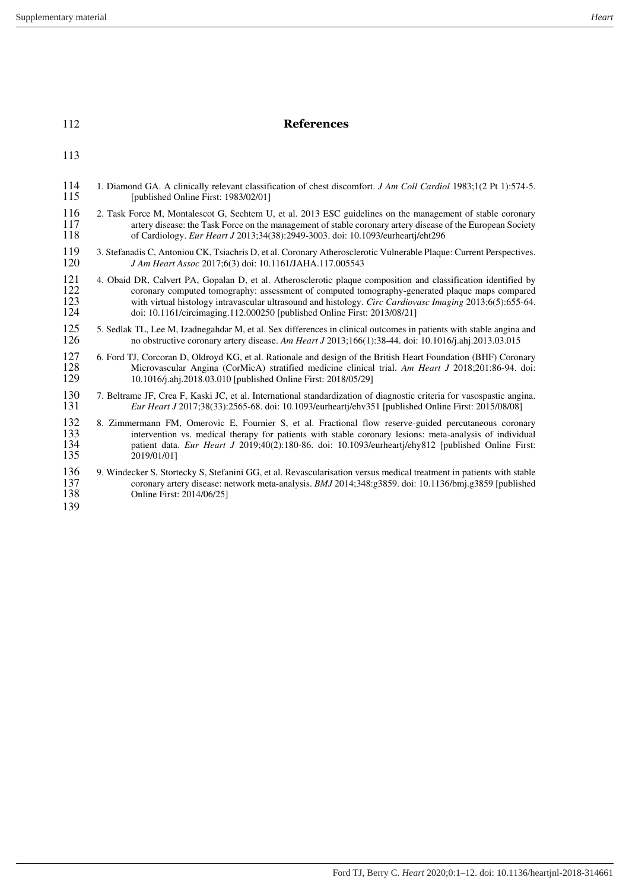## References

1. Diamond GA. A clinically relevant classification of chest discomfort. *J Am Coll Cardiol* 1983;1(2 Pt 1):574-5. [published Online First: 1983/02/01]
2. Task Force M, Montalescot G, Sechtem U, et al. 2013 ESC guidelines on the management of stable coronary artery disease: the Task Force on the management of stable coronary artery disease of the European Society of Cardiology. *Eur Heart J* 2013;34(38):2949-3003. doi: 10.1093/eurheartj/eht296
3. Stefanadis C, Antoniou CK, Tsiachris D, et al. Coronary Atherosclerotic Vulnerable Plaque: Current Perspectives. *J Am Heart Assoc* 2017;6(3) doi: 10.1161/JAHA.117.005543
4. Obaid DR, Calvert PA, Gopalan D, et al. Atherosclerotic plaque composition and classification identified by coronary computed tomography: assessment of computed tomography-generated plaque maps compared with virtual histology intravascular ultrasound and histology. *Circ Cardiovasc Imaging* 2013;6(5):655-64. doi: 10.1161/circimaging.112.000250 [published Online First: 2013/08/21]
5. Sedlak TL, Lee M, Izadnegahdar M, et al. Sex differences in clinical outcomes in patients with stable angina and no obstructive coronary artery disease. *Am Heart J* 2013;166(1):38-44. doi: 10.1016/j.ahj.2013.03.015
6. Ford TJ, Corcoran D, Oldroyd KG, et al. Rationale and design of the British Heart Foundation (BHF) Coronary Microvascular Angina (CorMicA) stratified medicine clinical trial. *Am Heart J* 2018;201:86-94. doi: 10.1016/j.ahj.2018.03.010 [published Online First: 2018/05/29]
7. Beltrame JF, Crea F, Kaski JC, et al. International standardization of diagnostic criteria for vasospastic angina. *Eur Heart J* 2017;38(33):2565-68. doi: 10.1093/eurheartj/ehv351 [published Online First: 2015/08/08]
8. Zimmermann FM, Omerovic E, Fournier S, et al. Fractional flow reserve-guided percutaneous coronary intervention vs. medical therapy for patients with stable coronary lesions: meta-analysis of individual patient data. *Eur Heart J* 2019;40(2):180-86. doi: 10.1093/eurheartj/ehy812 [published Online First: 2019/01/01]
9. Windecker S, Stortecky S, Stefanini GG, et al. Revascularisation versus medical treatment in patients with stable coronary artery disease: network meta-analysis. *BMJ* 2014;348:g3859. doi: 10.1136/bmj.g3859 [published Online First: 2014/06/25]